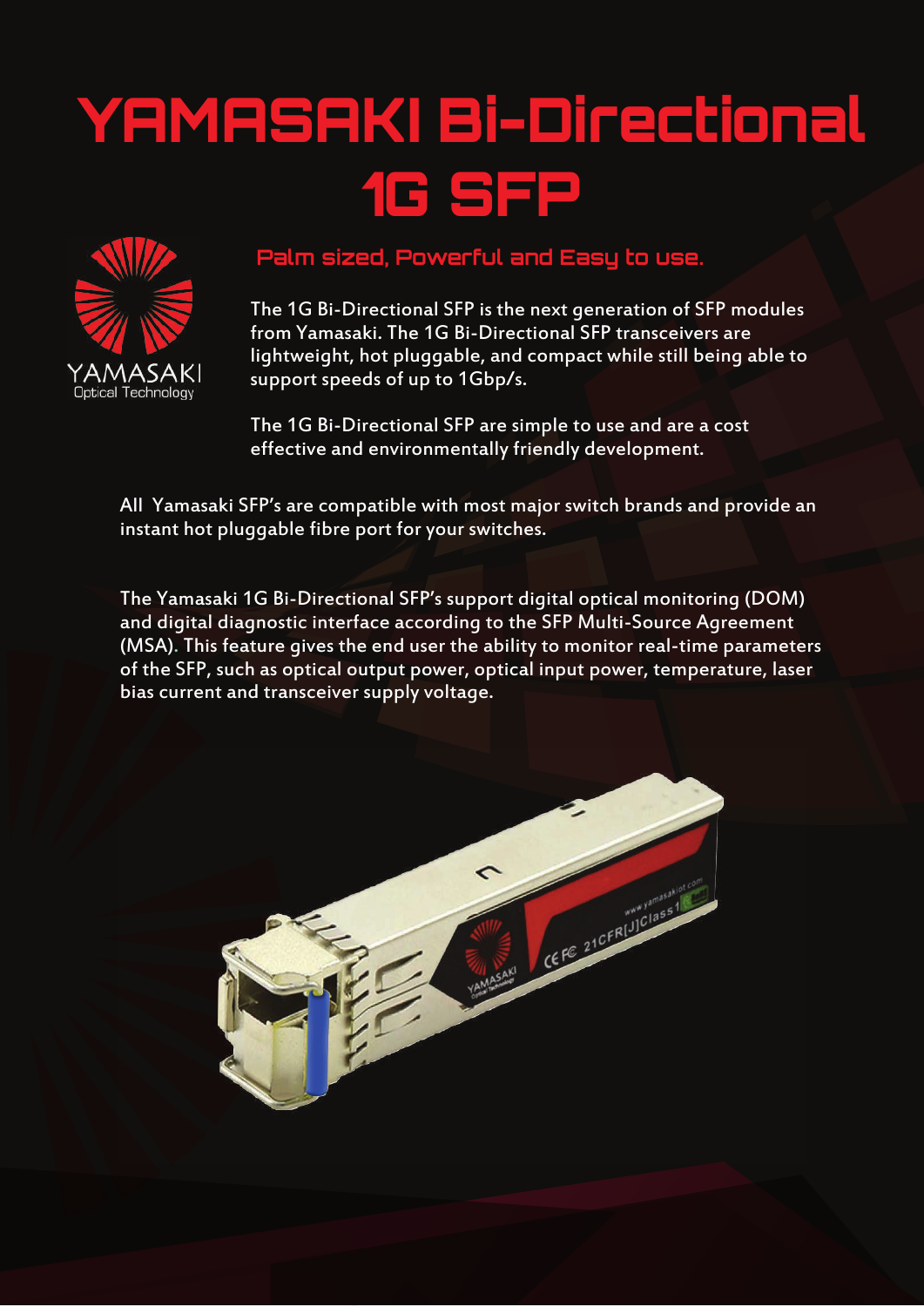# YAMASAKI Bi-Directional 1G SFP

YAMASAKI
Optical Technology

## Palm sized, Powerful and Easy to use.

The 1G Bi-Directional SFP is the next generation of SFP modules from Yamasaki. The 1G Bi-Directional SFP transceivers are lightweight, hot pluggable, and compact while still being able to support speeds of up to 1Gbp/s.

The 1G Bi-Directional SFP are simple to use and are a cost effective and environmentally friendly development.

All Yamasaki SFP's are compatible with most major switch brands and provide an instant hot pluggable fibre port for your switches.

The Yamasaki 1G Bi-Directional SFP's support digital optical monitoring (DOM) and digital diagnostic interface according to the SFP Multi-Source Agreement (MSA). This feature gives the end user the ability to monitor real-time parameters of the SFP, such as optical output power, optical input power, temperature, laser bias current and transceiver supply voltage.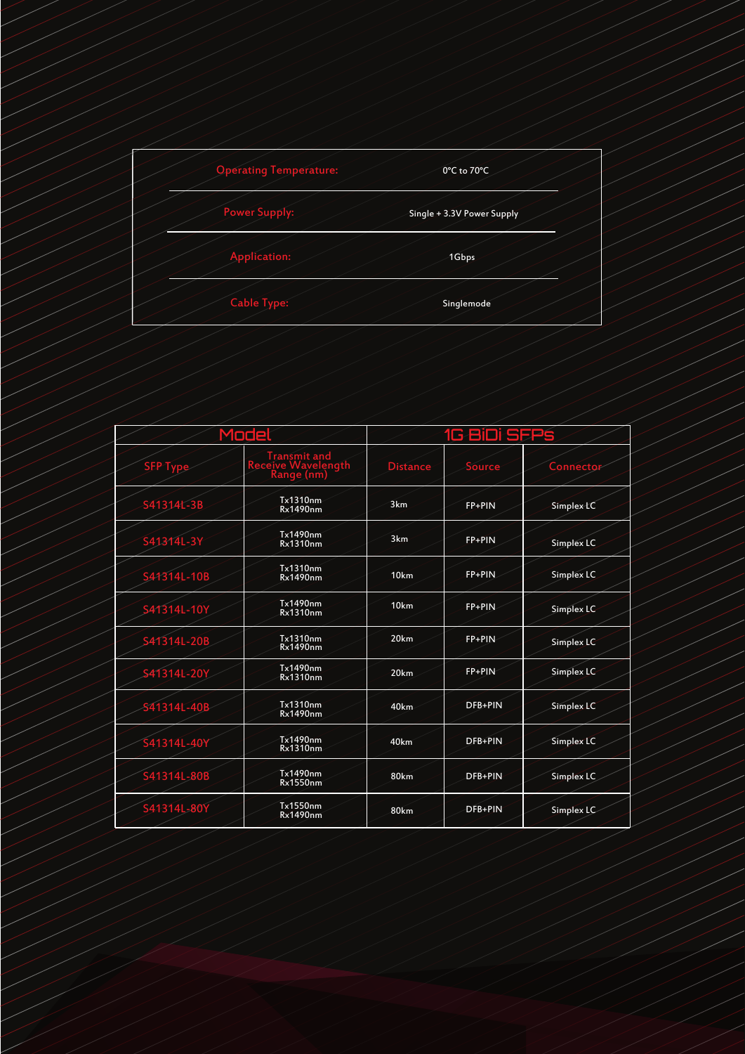| Operating Temperature: | 0°C to 70°C |
| --- | --- |
| Power Supply: | Single + 3.3V Power Supply |
| Application: | 1Gbps |
| Cable Type: | Singlemode |

| Model | | 1G BiDi SFPs | | |
| --- | --- | --- | --- | --- |
| SFP Type | Transmit and Receive Wavelength Range (nm) | Distance | Source | Connector |
| S41314L-3B | Tx1310nm Rx1490nm | 3km | FP+PIN | Simplex LC |
| S41314L-3Y | Tx1490nm Rx1310nm | 3km | FP+PIN | Simplex LC |
| S41314L-10B | Tx1310nm Rx1490nm | 10km | FP+PIN | Simplex LC |
| S41314L-10Y | Tx1490nm Rx1310nm | 10km | FP+PIN | Simplex LC |
| S41314L-20B | Tx1310nm Rx1490nm | 20km | FP+PIN | Simplex LC |
| S41314L-20Y | Tx1490nm Rx1310nm | 20km | FP+PIN | Simplex LC |
| S41314L-40B | Tx1310nm Rx1490nm | 40km | DFB+PIN | Simplex LC |
| S41314L-40Y | Tx1490nm Rx1310nm | 40km | DFB+PIN | Simplex LC |
| S41314L-80B | Tx1490nm Rx1550nm | 80km | DFB+PIN | Simplex LC |
| S41314L-80Y | Tx1550nm Rx1490nm | 80km | DFB+PIN | Simplex LC |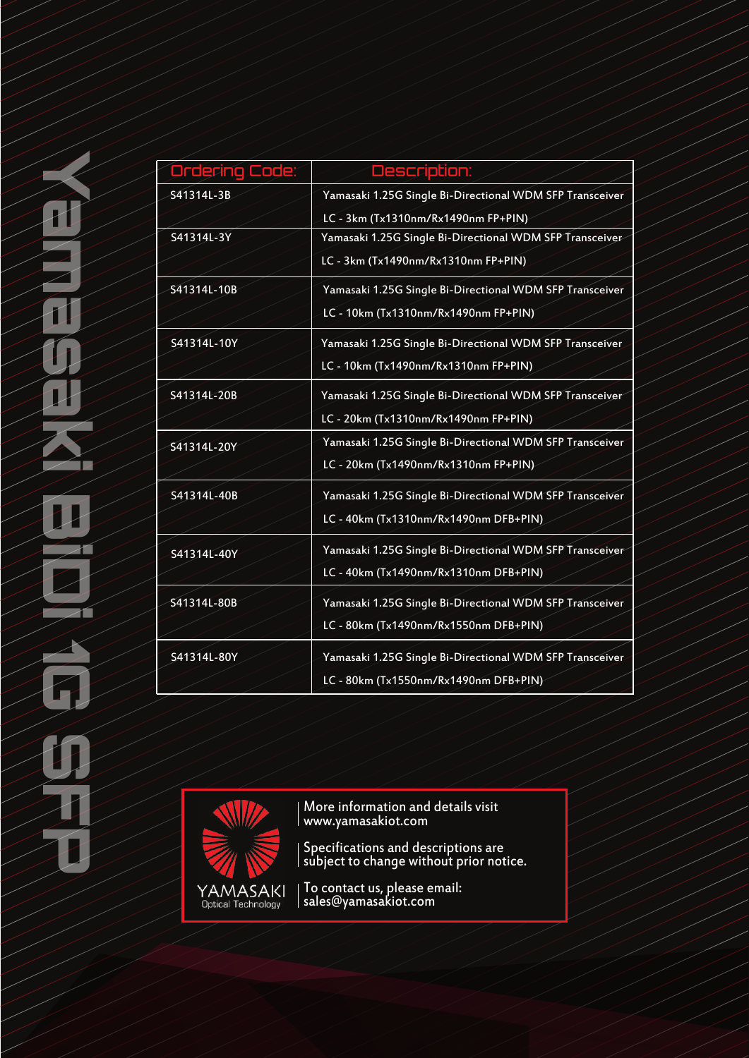# Yamasaki BiDi 1G SFP

| Ordering Code: | Description: |
|---|---|
| S41314L-3B | Yamasaki 1.25G Single Bi-Directional WDM SFP Transceiver LC - 3km (Tx1310nm/Rx1490nm FP+PIN) |
| S41314L-3Y | Yamasaki 1.25G Single Bi-Directional WDM SFP Transceiver LC - 3km (Tx1490nm/Rx1310nm FP+PIN) |
| S41314L-10B | Yamasaki 1.25G Single Bi-Directional WDM SFP Transceiver LC - 10km (Tx1310nm/Rx1490nm FP+PIN) |
| S41314L-10Y | Yamasaki 1.25G Single Bi-Directional WDM SFP Transceiver LC - 10km (Tx1490nm/Rx1310nm FP+PIN) |
| S41314L-20B | Yamasaki 1.25G Single Bi-Directional WDM SFP Transceiver LC - 20km (Tx1310nm/Rx1490nm FP+PIN) |
| S41314L-20Y | Yamasaki 1.25G Single Bi-Directional WDM SFP Transceiver LC - 20km (Tx1490nm/Rx1310nm FP+PIN) |
| S41314L-40B | Yamasaki 1.25G Single Bi-Directional WDM SFP Transceiver LC - 40km (Tx1310nm/Rx1490nm DFB+PIN) |
| S41314L-40Y | Yamasaki 1.25G Single Bi-Directional WDM SFP Transceiver LC - 40km (Tx1490nm/Rx1310nm DFB+PIN) |
| S41314L-80B | Yamasaki 1.25G Single Bi-Directional WDM SFP Transceiver LC - 80km (Tx1490nm/Rx1550nm DFB+PIN) |
| S41314L-80Y | Yamasaki 1.25G Single Bi-Directional WDM SFP Transceiver LC - 80km (Tx1550nm/Rx1490nm DFB+PIN) |

YAMASAKI
Optical Technology

More information and details visit
www.yamasakiot.com

Specifications and descriptions are subject to change without prior notice.

To contact us, please email:
sales@yamasakiot.com